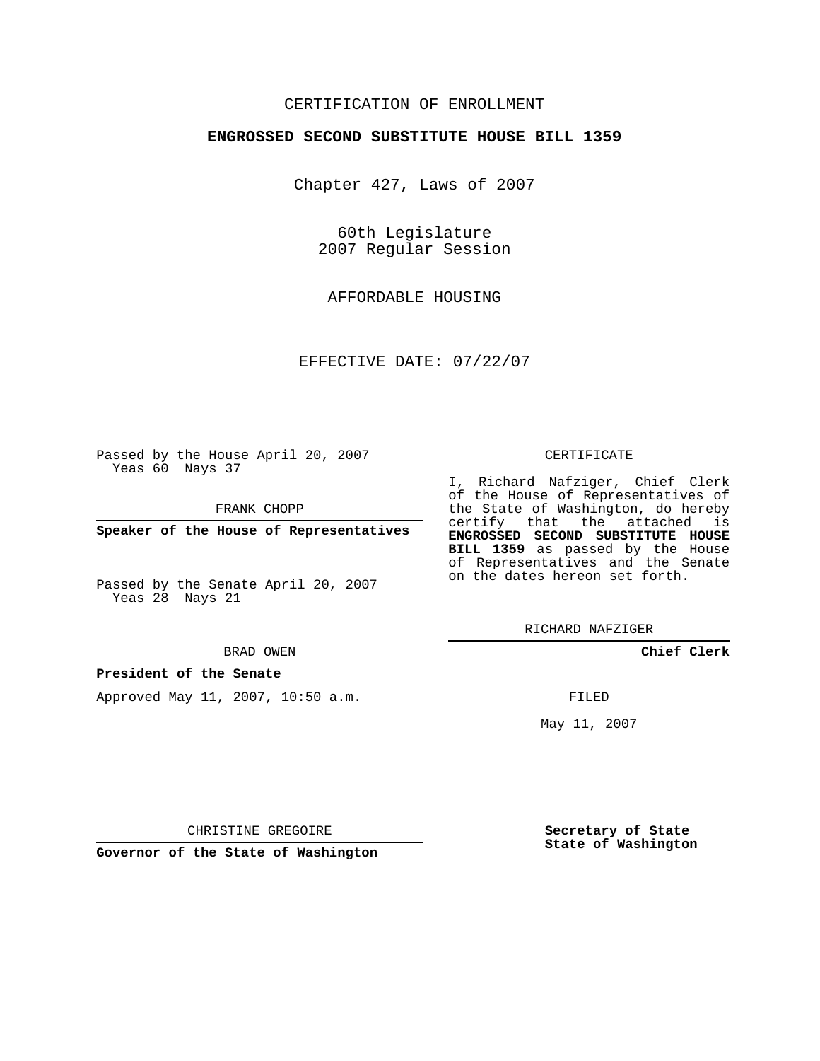CERTIFICATION OF ENROLLMENT

**ENGROSSED SECOND SUBSTITUTE HOUSE BILL 1359**

Chapter 427, Laws of 2007

60th Legislature
2007 Regular Session

AFFORDABLE HOUSING

EFFECTIVE DATE: 07/22/07

Passed by the House April 20, 2007
Yeas 60 Nays 37

FRANK CHOPP

**Speaker of the House of Representatives**

Passed by the Senate April 20, 2007
Yeas 28 Nays 21

BRAD OWEN

**President of the Senate**

Approved May 11, 2007, 10:50 a.m.

CHRISTINE GREGOIRE

**Governor of the State of Washington**

CERTIFICATE

I, Richard Nafziger, Chief Clerk of the House of Representatives of the State of Washington, do hereby certify that the attached is **ENGROSSED SECOND SUBSTITUTE HOUSE BILL 1359** as passed by the House of Representatives and the Senate on the dates hereon set forth.

RICHARD NAFZIGER

**Chief Clerk**

FILED

May 11, 2007

**Secretary of State**
**State of Washington**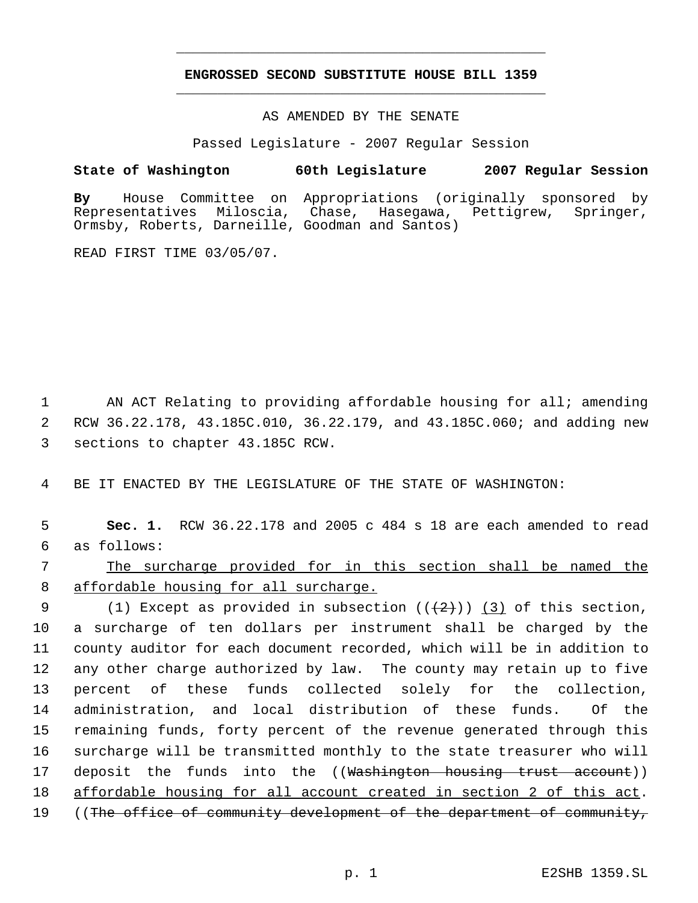## ENGROSSED SECOND SUBSTITUTE HOUSE BILL 1359

AS AMENDED BY THE SENATE

Passed Legislature - 2007 Regular Session

**State of Washington 60th Legislature 2007 Regular Session**

**By** House Committee on Appropriations (originally sponsored by Representatives Miloscia, Chase, Hasegawa, Pettigrew, Springer, Ormsby, Roberts, Darneille, Goodman and Santos)

READ FIRST TIME 03/05/07.

1 AN ACT Relating to providing affordable housing for all; amending
2 RCW 36.22.178, 43.185C.010, 36.22.179, and 43.185C.060; and adding new
3 sections to chapter 43.185C RCW.

4 BE IT ENACTED BY THE LEGISLATURE OF THE STATE OF WASHINGTON:

5 **Sec. 1.** RCW 36.22.178 and 2005 c 484 s 18 are each amended to read
6 as follows:

7 <u>The surcharge provided for in this section shall be named the</u>
8 <u>affordable housing for all surcharge.</u>

9 (1) Except as provided in subsection ((~~(2)~~)) <u>(3)</u> of this section,
10 a surcharge of ten dollars per instrument shall be charged by the
11 county auditor for each document recorded, which will be in addition to
12 any other charge authorized by law. The county may retain up to five
13 percent of these funds collected solely for the collection,
14 administration, and local distribution of these funds. Of the
15 remaining funds, forty percent of the revenue generated through this
16 surcharge will be transmitted monthly to the state treasurer who will
17 deposit the funds into the ((~~Washington housing trust account~~))
18 <u>affordable housing for all account created in section 2 of this act</u>.
19 ((~~The office of community development of the department of community,~~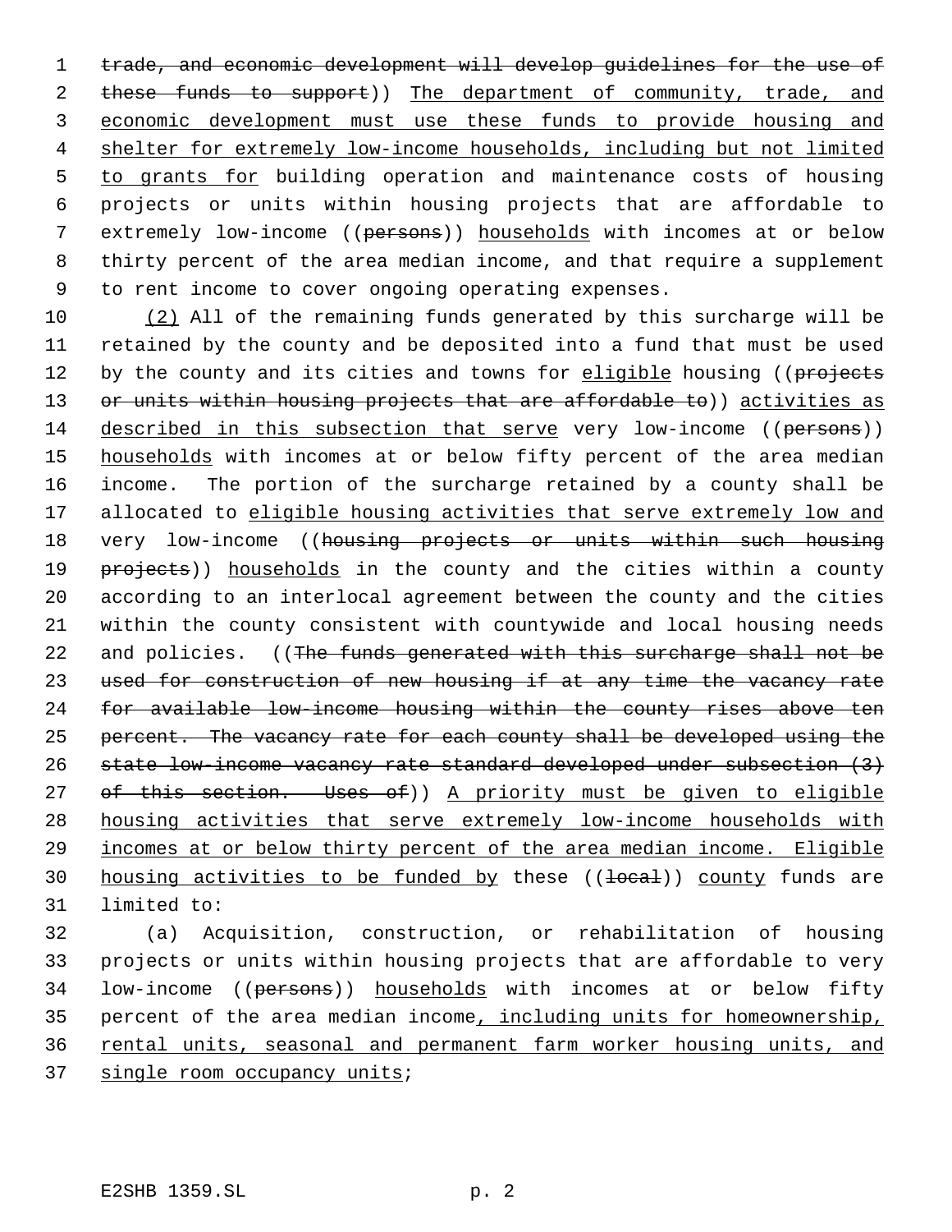~~trade, and economic development will develop guidelines for the use of these funds to support~~)) <u>The department of community, trade, and economic development must use these funds to provide housing and shelter for extremely low-income households, including but not limited to grants for</u> building operation and maintenance costs of housing projects or units within housing projects that are affordable to extremely low-income ((~~persons~~)) <u>households</u> with incomes at or below thirty percent of the area median income, and that require a supplement to rent income to cover ongoing operating expenses.

<u>(2)</u> All of the remaining funds generated by this surcharge will be retained by the county and be deposited into a fund that must be used by the county and its cities and towns for <u>eligible</u> housing ((~~projects or units within housing projects that are affordable to~~)) <u>activities as described in this subsection that serve</u> very low-income ((~~persons~~)) <u>households</u> with incomes at or below fifty percent of the area median income. The portion of the surcharge retained by a county shall be allocated to <u>eligible housing activities that serve extremely low and</u> very low-income ((~~housing projects or units within such housing projects~~)) <u>households</u> in the county and the cities within a county according to an interlocal agreement between the county and the cities within the county consistent with countywide and local housing needs and policies. ((~~The funds generated with this surcharge shall not be used for construction of new housing if at any time the vacancy rate for available low-income housing within the county rises above ten percent. The vacancy rate for each county shall be developed using the state low-income vacancy rate standard developed under subsection (3) of this section. Uses of~~)) <u>A priority must be given to eligible housing activities that serve extremely low-income households with incomes at or below thirty percent of the area median income. Eligible housing activities to be funded by</u> these ((~~local~~)) <u>county</u> funds are limited to:

(a) Acquisition, construction, or rehabilitation of housing projects or units within housing projects that are affordable to very low-income ((~~persons~~)) <u>households</u> with incomes at or below fifty percent of the area median income<u>, including units for homeownership, rental units, seasonal and permanent farm worker housing units, and single room occupancy units</u>;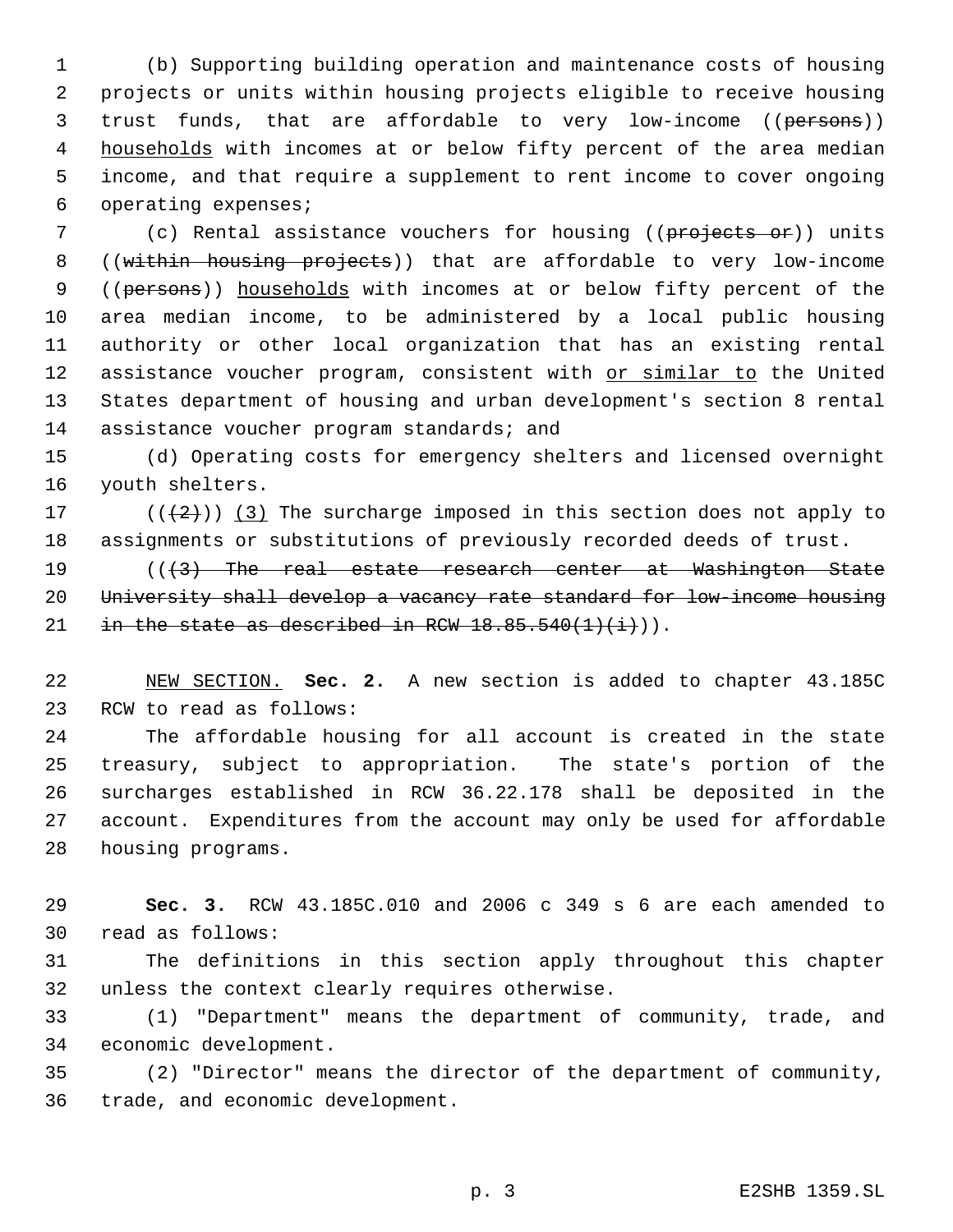(b) Supporting building operation and maintenance costs of housing projects or units within housing projects eligible to receive housing trust funds, that are affordable to very low-income ((~~persons~~)) <u>households</u> with incomes at or below fifty percent of the area median income, and that require a supplement to rent income to cover ongoing operating expenses;

(c) Rental assistance vouchers for housing ((~~projects or~~)) units ((~~within housing projects~~)) that are affordable to very low-income ((~~persons~~)) <u>households</u> with incomes at or below fifty percent of the area median income, to be administered by a local public housing authority or other local organization that has an existing rental assistance voucher program, consistent with <u>or similar to</u> the United States department of housing and urban development's section 8 rental assistance voucher program standards; and

(d) Operating costs for emergency shelters and licensed overnight youth shelters.

((~~(2)~~)) <u>(3)</u> The surcharge imposed in this section does not apply to assignments or substitutions of previously recorded deeds of trust.

((~~(3) The real estate research center at Washington State University shall develop a vacancy rate standard for low-income housing in the state as described in RCW 18.85.540(1)(i)~~)).

<u>NEW SECTION.</u> **Sec. 2.** A new section is added to chapter 43.185C RCW to read as follows:

The affordable housing for all account is created in the state treasury, subject to appropriation. The state's portion of the surcharges established in RCW 36.22.178 shall be deposited in the account. Expenditures from the account may only be used for affordable housing programs.

**Sec. 3.** RCW 43.185C.010 and 2006 c 349 s 6 are each amended to read as follows:

The definitions in this section apply throughout this chapter unless the context clearly requires otherwise.

(1) "Department" means the department of community, trade, and economic development.

(2) "Director" means the director of the department of community, trade, and economic development.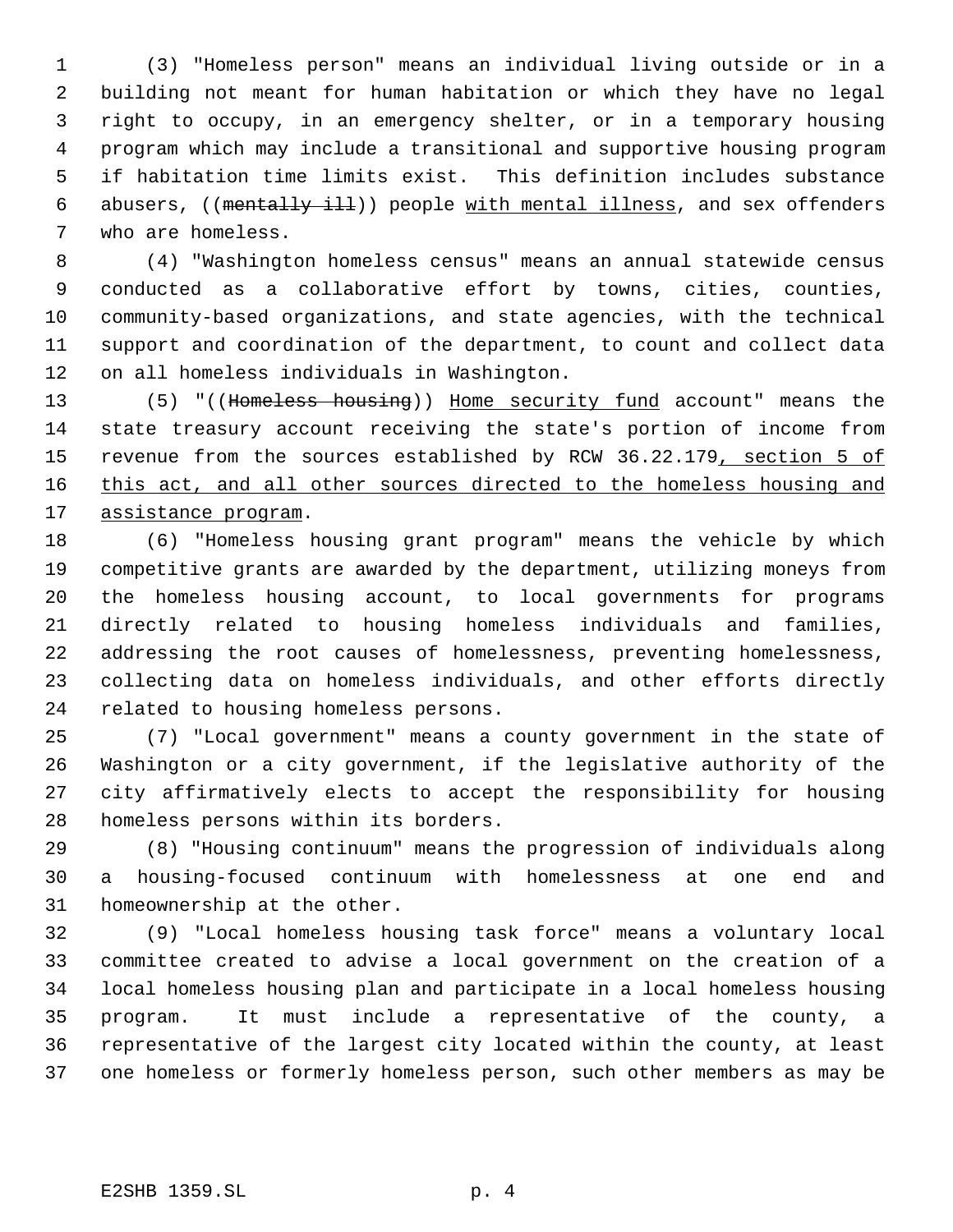(3) "Homeless person" means an individual living outside or in a building not meant for human habitation or which they have no legal right to occupy, in an emergency shelter, or in a temporary housing program which may include a transitional and supportive housing program if habitation time limits exist. This definition includes substance abusers, ((~~mentally ill~~)) people <u>with mental illness</u>, and sex offenders who are homeless.

(4) "Washington homeless census" means an annual statewide census conducted as a collaborative effort by towns, cities, counties, community-based organizations, and state agencies, with the technical support and coordination of the department, to count and collect data on all homeless individuals in Washington.

(5) "((~~Homeless housing~~)) <u>Home security fund</u> account" means the state treasury account receiving the state's portion of income from revenue from the sources established by RCW 36.22.179<u>, section 5 of this act, and all other sources directed to the homeless housing and assistance program</u>.

(6) "Homeless housing grant program" means the vehicle by which competitive grants are awarded by the department, utilizing moneys from the homeless housing account, to local governments for programs directly related to housing homeless individuals and families, addressing the root causes of homelessness, preventing homelessness, collecting data on homeless individuals, and other efforts directly related to housing homeless persons.

(7) "Local government" means a county government in the state of Washington or a city government, if the legislative authority of the city affirmatively elects to accept the responsibility for housing homeless persons within its borders.

(8) "Housing continuum" means the progression of individuals along a housing-focused continuum with homelessness at one end and homeownership at the other.

(9) "Local homeless housing task force" means a voluntary local committee created to advise a local government on the creation of a local homeless housing plan and participate in a local homeless housing program. It must include a representative of the county, a representative of the largest city located within the county, at least one homeless or formerly homeless person, such other members as may be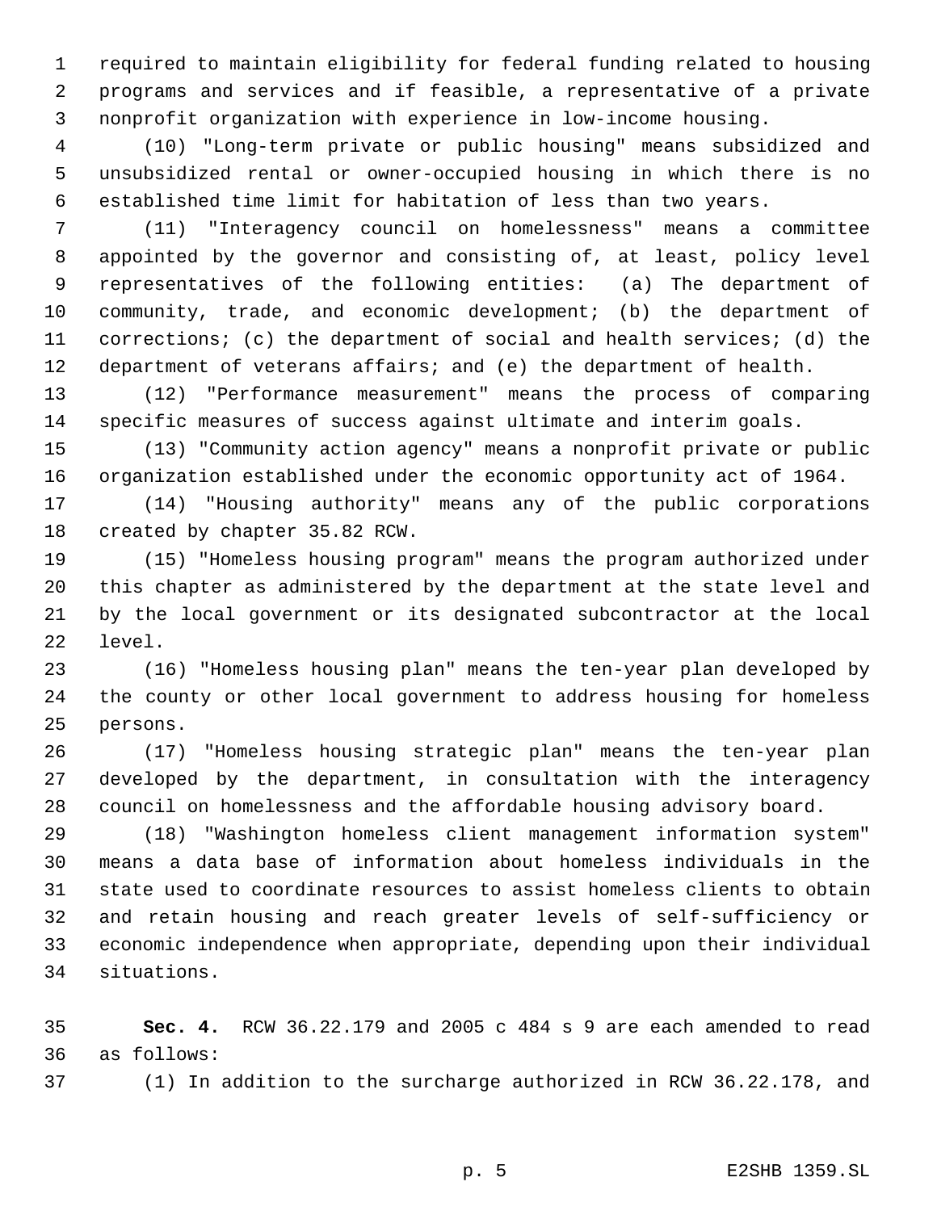required to maintain eligibility for federal funding related to housing programs and services and if feasible, a representative of a private nonprofit organization with experience in low-income housing.

(10) "Long-term private or public housing" means subsidized and unsubsidized rental or owner-occupied housing in which there is no established time limit for habitation of less than two years.

(11) "Interagency council on homelessness" means a committee appointed by the governor and consisting of, at least, policy level representatives of the following entities: (a) The department of community, trade, and economic development; (b) the department of corrections; (c) the department of social and health services; (d) the department of veterans affairs; and (e) the department of health.

(12) "Performance measurement" means the process of comparing specific measures of success against ultimate and interim goals.

(13) "Community action agency" means a nonprofit private or public organization established under the economic opportunity act of 1964.

(14) "Housing authority" means any of the public corporations created by chapter 35.82 RCW.

(15) "Homeless housing program" means the program authorized under this chapter as administered by the department at the state level and by the local government or its designated subcontractor at the local level.

(16) "Homeless housing plan" means the ten-year plan developed by the county or other local government to address housing for homeless persons.

(17) "Homeless housing strategic plan" means the ten-year plan developed by the department, in consultation with the interagency council on homelessness and the affordable housing advisory board.

(18) "Washington homeless client management information system" means a data base of information about homeless individuals in the state used to coordinate resources to assist homeless clients to obtain and retain housing and reach greater levels of self-sufficiency or economic independence when appropriate, depending upon their individual situations.

**Sec. 4.** RCW 36.22.179 and 2005 c 484 s 9 are each amended to read as follows:

(1) In addition to the surcharge authorized in RCW 36.22.178, and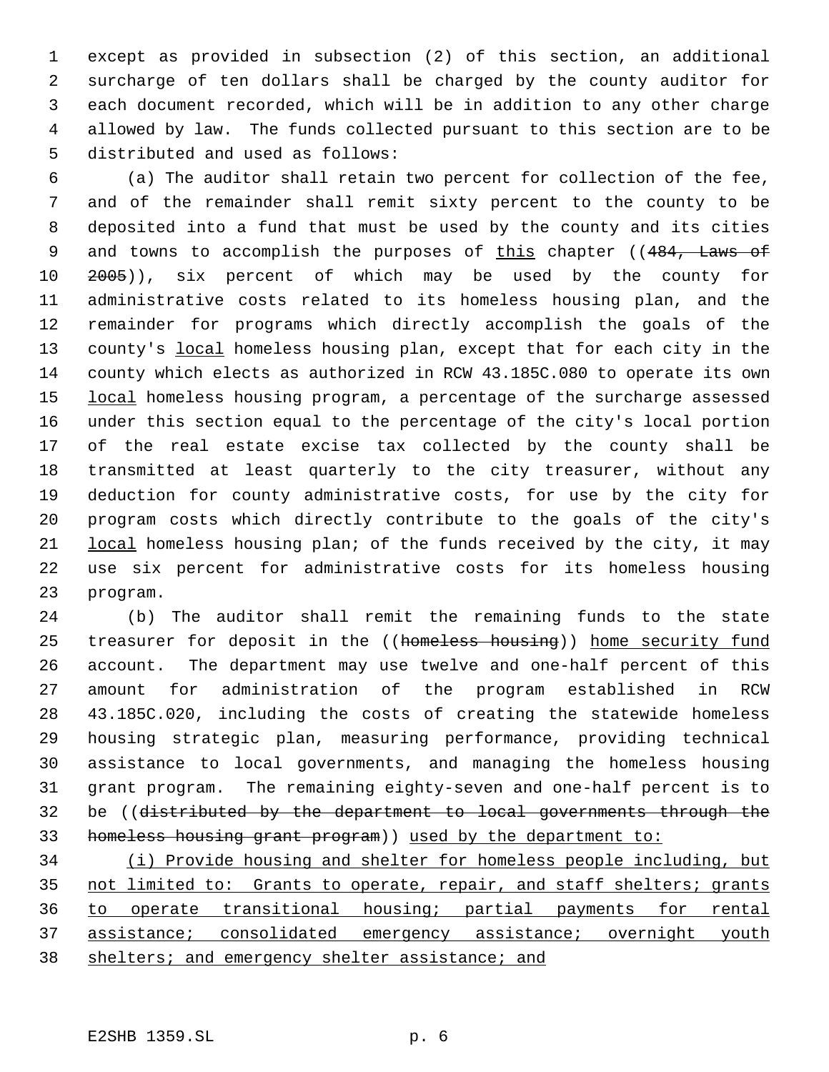except as provided in subsection (2) of this section, an additional surcharge of ten dollars shall be charged by the county auditor for each document recorded, which will be in addition to any other charge allowed by law. The funds collected pursuant to this section are to be distributed and used as follows:

(a) The auditor shall retain two percent for collection of the fee, and of the remainder shall remit sixty percent to the county to be deposited into a fund that must be used by the county and its cities and towns to accomplish the purposes of <u>this</u> chapter ((~~484, Laws of 2005~~)), six percent of which may be used by the county for administrative costs related to its homeless housing plan, and the remainder for programs which directly accomplish the goals of the county's <u>local</u> homeless housing plan, except that for each city in the county which elects as authorized in RCW 43.185C.080 to operate its own <u>local</u> homeless housing program, a percentage of the surcharge assessed under this section equal to the percentage of the city's local portion of the real estate excise tax collected by the county shall be transmitted at least quarterly to the city treasurer, without any deduction for county administrative costs, for use by the city for program costs which directly contribute to the goals of the city's <u>local</u> homeless housing plan; of the funds received by the city, it may use six percent for administrative costs for its homeless housing program.

(b) The auditor shall remit the remaining funds to the state treasurer for deposit in the ((~~homeless housing~~)) <u>home security fund</u> account. The department may use twelve and one-half percent of this amount for administration of the program established in RCW 43.185C.020, including the costs of creating the statewide homeless housing strategic plan, measuring performance, providing technical assistance to local governments, and managing the homeless housing grant program. The remaining eighty-seven and one-half percent is to be ((~~distributed by the department to local governments through the homeless housing grant program~~)) <u>used by the department to:</u>

<u>(i) Provide housing and shelter for homeless people including, but not limited to: Grants to operate, repair, and staff shelters; grants to operate transitional housing; partial payments for rental assistance; consolidated emergency assistance; overnight youth shelters; and emergency shelter assistance; and</u>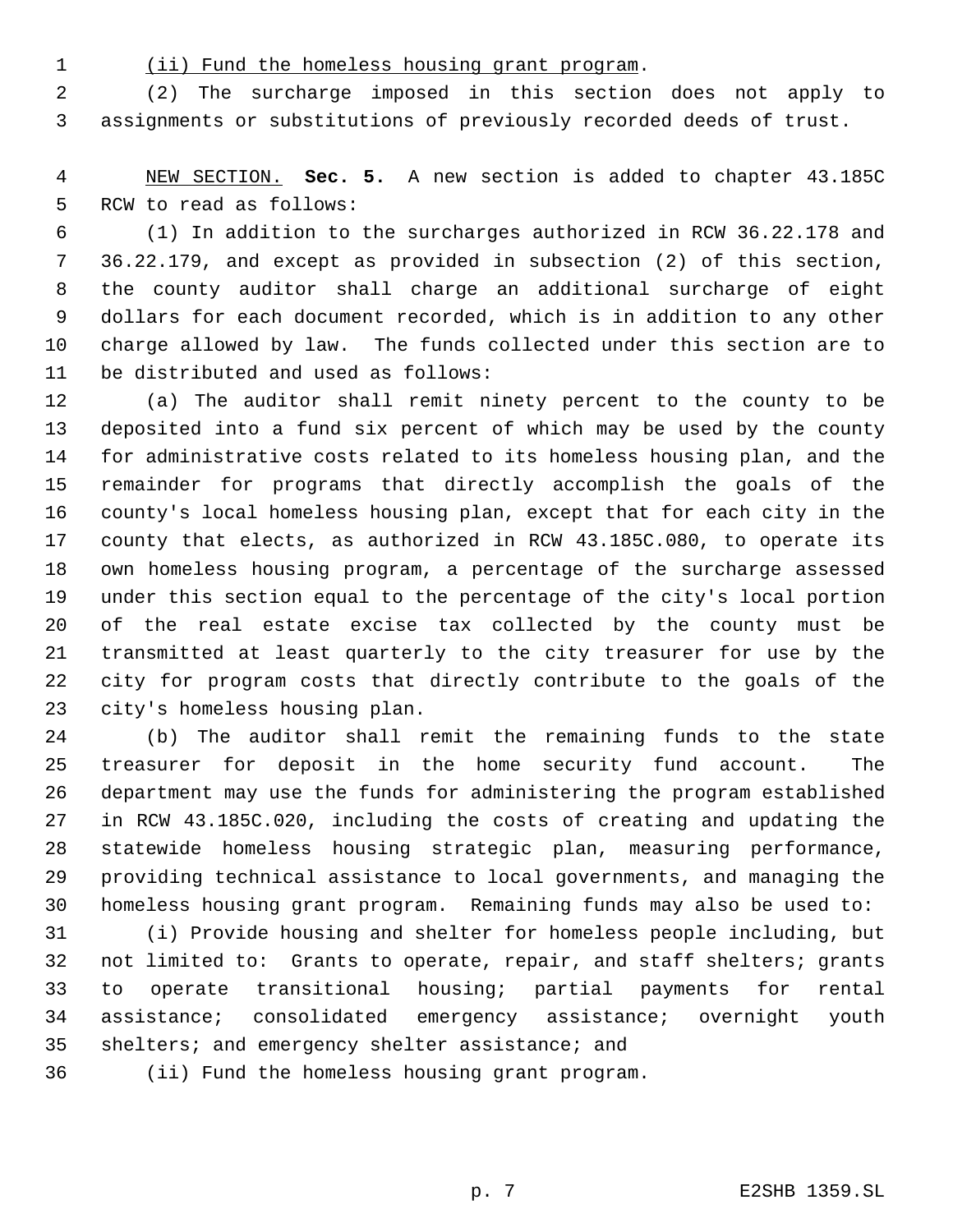(ii) Fund the homeless housing grant program.

(2) The surcharge imposed in this section does not apply to assignments or substitutions of previously recorded deeds of trust.

NEW SECTION. **Sec. 5.** A new section is added to chapter 43.185C RCW to read as follows:

(1) In addition to the surcharges authorized in RCW 36.22.178 and 36.22.179, and except as provided in subsection (2) of this section, the county auditor shall charge an additional surcharge of eight dollars for each document recorded, which is in addition to any other charge allowed by law. The funds collected under this section are to be distributed and used as follows:

(a) The auditor shall remit ninety percent to the county to be deposited into a fund six percent of which may be used by the county for administrative costs related to its homeless housing plan, and the remainder for programs that directly accomplish the goals of the county's local homeless housing plan, except that for each city in the county that elects, as authorized in RCW 43.185C.080, to operate its own homeless housing program, a percentage of the surcharge assessed under this section equal to the percentage of the city's local portion of the real estate excise tax collected by the county must be transmitted at least quarterly to the city treasurer for use by the city for program costs that directly contribute to the goals of the city's homeless housing plan.

(b) The auditor shall remit the remaining funds to the state treasurer for deposit in the home security fund account. The department may use the funds for administering the program established in RCW 43.185C.020, including the costs of creating and updating the statewide homeless housing strategic plan, measuring performance, providing technical assistance to local governments, and managing the homeless housing grant program. Remaining funds may also be used to:

(i) Provide housing and shelter for homeless people including, but not limited to: Grants to operate, repair, and staff shelters; grants to operate transitional housing; partial payments for rental assistance; consolidated emergency assistance; overnight youth shelters; and emergency shelter assistance; and

(ii) Fund the homeless housing grant program.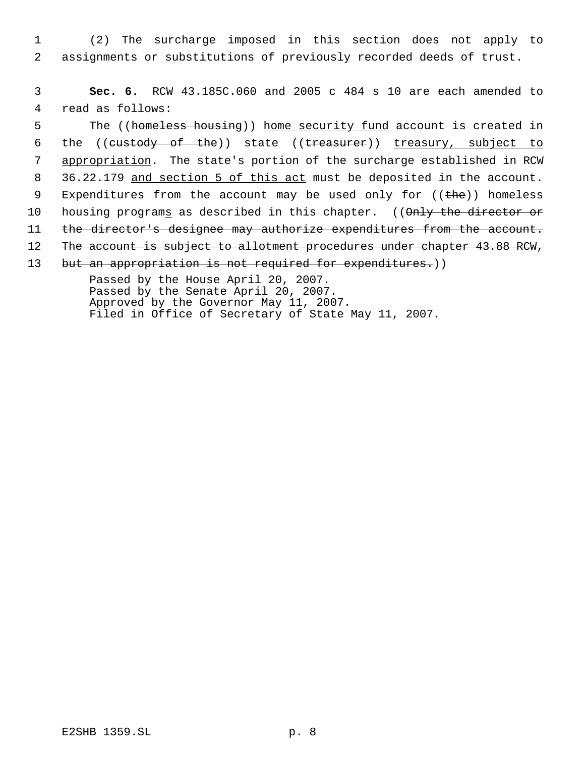(2) The surcharge imposed in this section does not apply to assignments or substitutions of previously recorded deeds of trust.

**Sec. 6.** RCW 43.185C.060 and 2005 c 484 s 10 are each amended to read as follows:

The ((~~homeless housing~~)) <u>home security fund</u> account is created in the ((~~custody of the~~)) state ((~~treasurer~~)) <u>treasury, subject to appropriation</u>. The state's portion of the surcharge established in RCW 36.22.179 <u>and section 5 of this act</u> must be deposited in the account. Expenditures from the account may be used only for ((~~the~~)) homeless housing program<u>s</u> as described in this chapter. ((~~Only the director or the director's designee may authorize expenditures from the account. The account is subject to allotment procedures under chapter 43.88 RCW, but an appropriation is not required for expenditures.~~))

Passed by the House April 20, 2007.
Passed by the Senate April 20, 2007.
Approved by the Governor May 11, 2007.
Filed in Office of Secretary of State May 11, 2007.